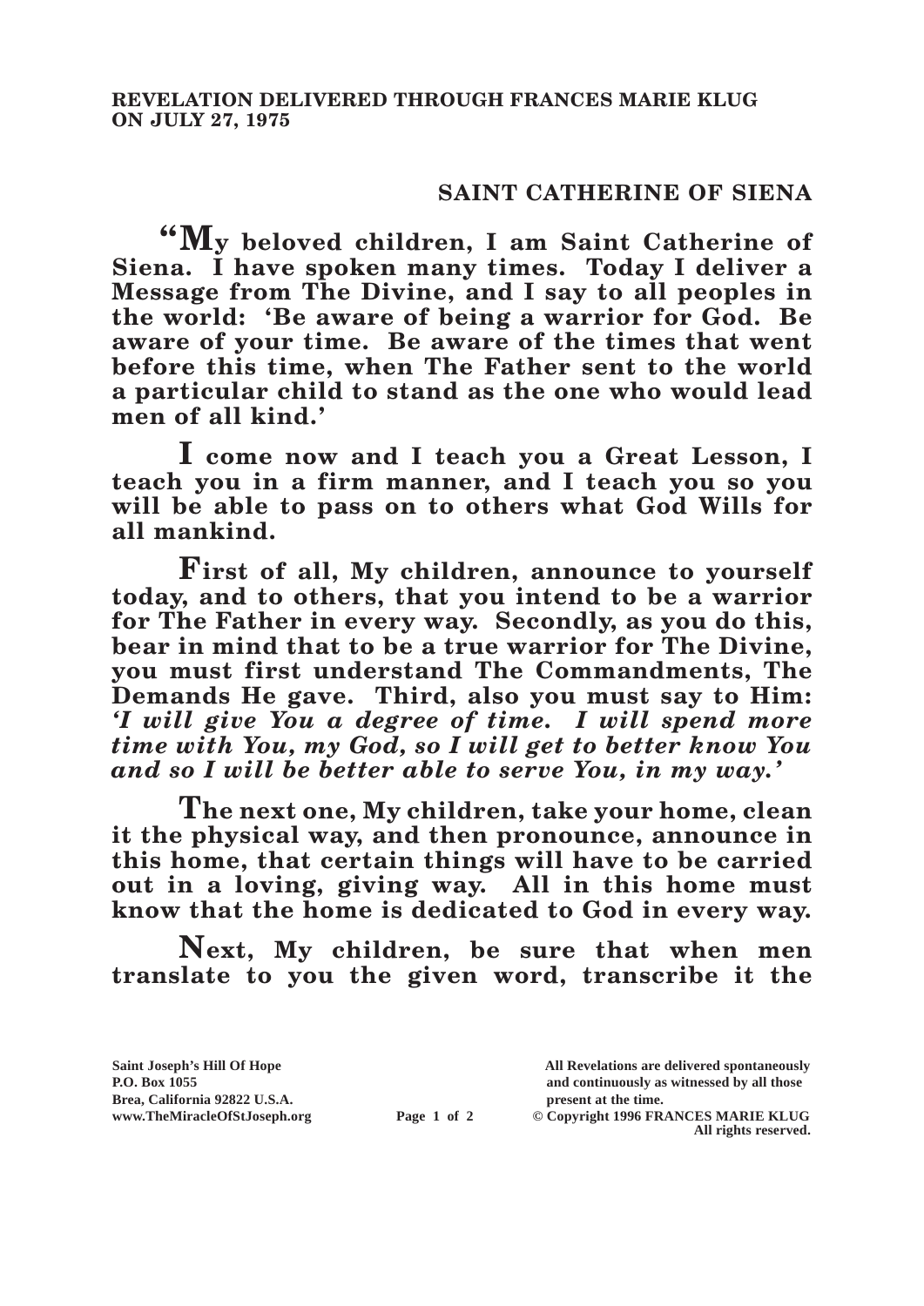**REVELATION DELIVERED THROUGH FRANCES MARIE KLUG ON JULY 27, 1975**

## SAINT CATHERINE OF SIENA

**"My beloved children, I am Saint Catherine of Siena. I have spoken many times. Today I deliver a Message from The Divine, and I say to all peoples in the world: 'Be aware of being a warrior for God. Be aware of your time. Be aware of the times that went before this time, when The Father sent to the world a particular child to stand as the one who would lead men of all kind.'**

**I come now and I teach you a Great Lesson, I teach you in a firm manner, and I teach you so you will be able to pass on to others what God Wills for all mankind.**

**First of all, My children, announce to yourself today, and to others, that you intend to be a warrior for The Father in every way. Secondly, as you do this, bear in mind that to be a true warrior for The Divine, you must first understand The Commandments, The Demands He gave. Third, also you must say to Him: *'I will give You a degree of time. I will spend more time with You, my God, so I will get to better know You and so I will be better able to serve You, in my way.'***

**The next one, My children, take your home, clean it the physical way, and then pronounce, announce in this home, that certain things will have to be carried out in a loving, giving way. All in this home must know that the home is dedicated to God in every way.**

**Next, My children, be sure that when men translate to you the given word, transcribe it the**

Saint Joseph's Hill Of Hope
P.O. Box 1055
Brea, California 92822 U.S.A.
www.TheMiracleOfStJoseph.org

All Revelations are delivered spontaneously and continuously as witnessed by all those present at the time.
© Copyright 1996 FRANCES MARIE KLUG
All rights reserved.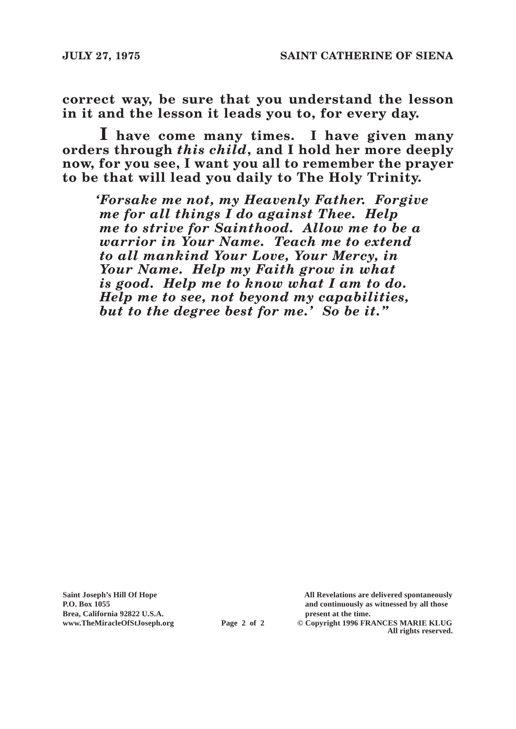**correct way, be sure that you understand the lesson in it and the lesson it leads you to, for every day.**

**I have come many times. I have given many orders through *this child*, and I hold her more deeply now, for you see, I want you all to remember the prayer to be that will lead you daily to The Holy Trinity.**

> ***'Forsake me not, my Heavenly Father. Forgive me for all things I do against Thee. Help me to strive for Sainthood. Allow me to be a warrior in Your Name. Teach me to extend to all mankind Your Love, Your Mercy, in Your Name. Help my Faith grow in what is good. Help me to know what I am to do. Help me to see, not beyond my capabilities, but to the degree best for me.' So be it."***

**Saint Joseph's Hill Of Hope**
**P.O. Box 1055**
**Brea, California 92822 U.S.A.**
**www.TheMiracleOfStJoseph.org**

**All Revelations are delivered spontaneously and continuously as witnessed by all those present at the time.**
**© Copyright 1996 FRANCES MARIE KLUG**
**All rights reserved.**